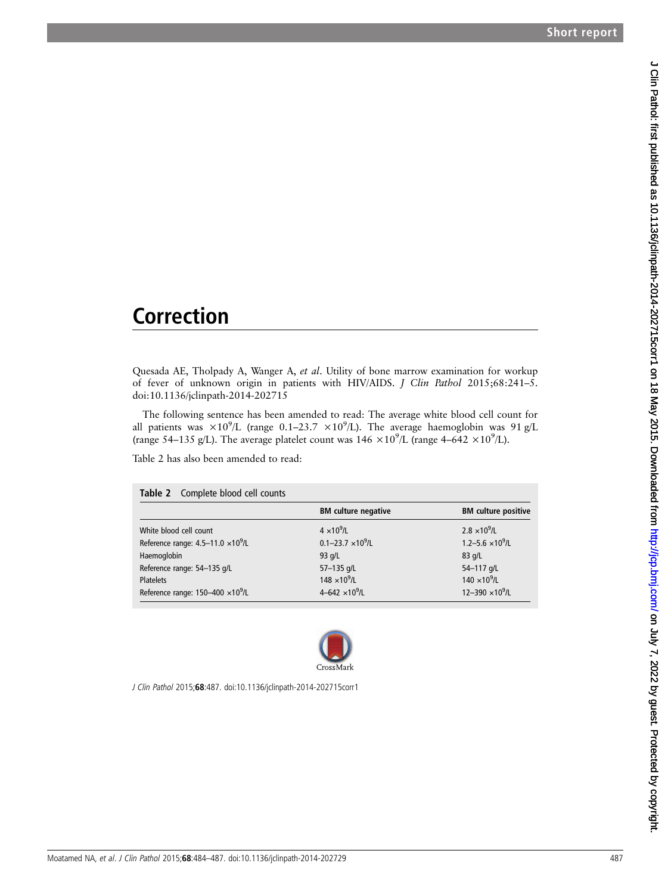# Correction

Quesada AE, Tholpady A, Wanger A, *et al*. Utility of bone marrow examination for workup of fever of unknown origin in patients with HIV/AIDS. *J Clin Pathol* 2015;68:241–5. doi:10.1136/jclinpath-2014-202715

The following sentence has been amended to read: The average white blood cell count for all patients was $\times 10^9$/L (range 0.1–23.7 $\times 10^9$/L). The average haemoglobin was 91 g/L (range 54–135 g/L). The average platelet count was 146 $\times 10^9$/L (range 4–642 $\times 10^9$/L).

Table 2 has also been amended to read:

**Table 2** Complete blood cell counts

| | BM culture negative | BM culture positive |
|---|---|---|
| White blood cell count | 4 $\times 10^9$/L | 2.8 $\times 10^9$/L |
| Reference range: 4.5–11.0 $\times 10^9$/L | 0.1–23.7 $\times 10^9$/L | 1.2–5.6 $\times 10^9$/L |
| Haemoglobin | 93 g/L | 83 g/L |
| Reference range: 54–135 g/L | 57–135 g/L | 54–117 g/L |
| Platelets | 148 $\times 10^9$/L | 140 $\times 10^9$/L |
| Reference range: 150–400 $\times 10^9$/L | 4–642 $\times 10^9$/L | 12–390 $\times 10^9$/L |

*J Clin Pathol* 2015;**68**:487. doi:10.1136/jclinpath-2014-202715corr1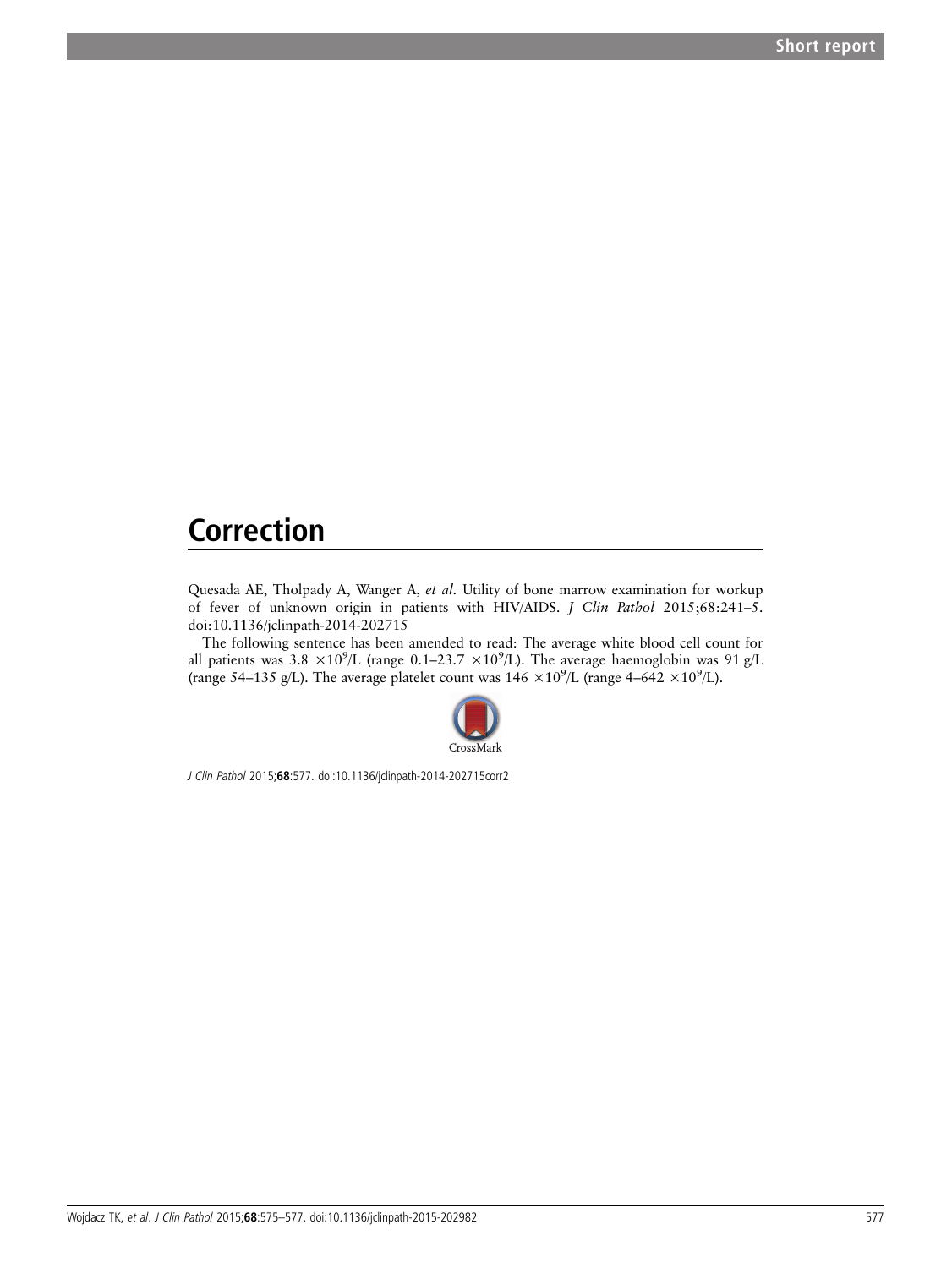# Correction

Quesada AE, Tholpady A, Wanger A, *et al*. Utility of bone marrow examination for workup of fever of unknown origin in patients with HIV/AIDS. *J Clin Pathol* 2015;68:241–5. doi:10.1136/jclinpath-2014-202715

The following sentence has been amended to read: The average white blood cell count for all patients was 3.8 $\times 10^9$/L (range 0.1–23.7 $\times 10^9$/L). The average haemoglobin was 91 g/L (range 54–135 g/L). The average platelet count was 146 $\times 10^9$/L (range 4–642 $\times 10^9$/L).

*J Clin Pathol* 2015;**68**:577. doi:10.1136/jclinpath-2014-202715corr2